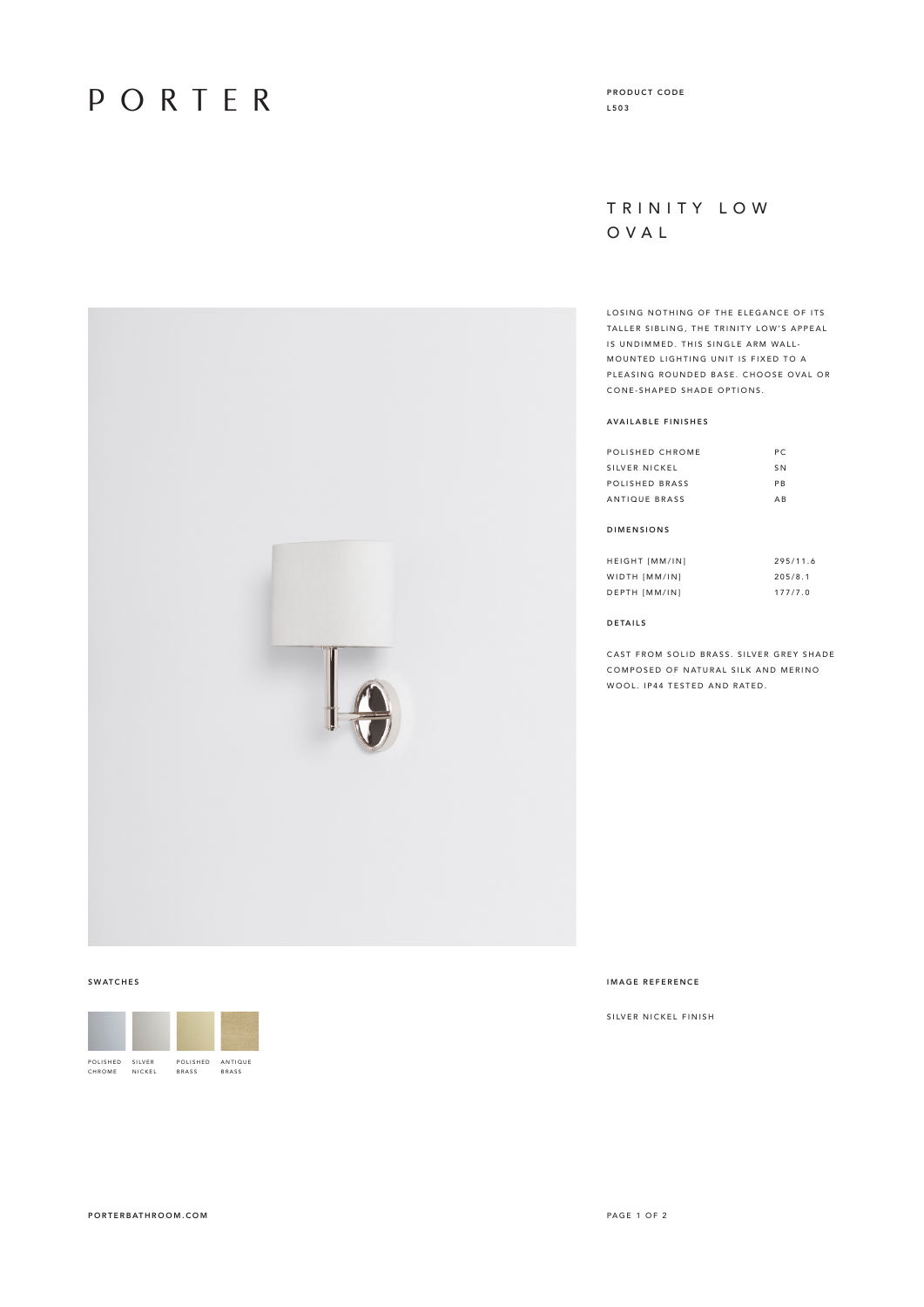# PORTER

**PRODUCT CODE**
L503

## TRINITY LOW OVAL

LOSING NOTHING OF THE ELEGANCE OF ITS TALLER SIBLING, THE TRINITY LOW'S APPEAL IS UNDIMMED. THIS SINGLE ARM WALL-MOUNTED LIGHTING UNIT IS FIXED TO A PLEASING ROUNDED BASE. CHOOSE OVAL OR CONE-SHAPED SHADE OPTIONS.

### AVAILABLE FINISHES

| | |
|---|---|
| POLISHED CHROME | PC |
| SILVER NICKEL | SN |
| POLISHED BRASS | PB |
| ANTIQUE BRASS | AB |

### DIMENSIONS

| | |
|---|---|
| HEIGHT [MM/IN] | 295/11.6 |
| WIDTH [MM/IN] | 205/8.1 |
| DEPTH [MM/IN] | 177/7.0 |

### DETAILS

CAST FROM SOLID BRASS. SILVER GREY SHADE COMPOSED OF NATURAL SILK AND MERINO WOOL. IP44 TESTED AND RATED.

### SWATCHES

POLISHED CHROME | SILVER NICKEL | POLISHED BRASS | ANTIQUE BRASS

### IMAGE REFERENCE

SILVER NICKEL FINISH

PORTERBATHROOM.COM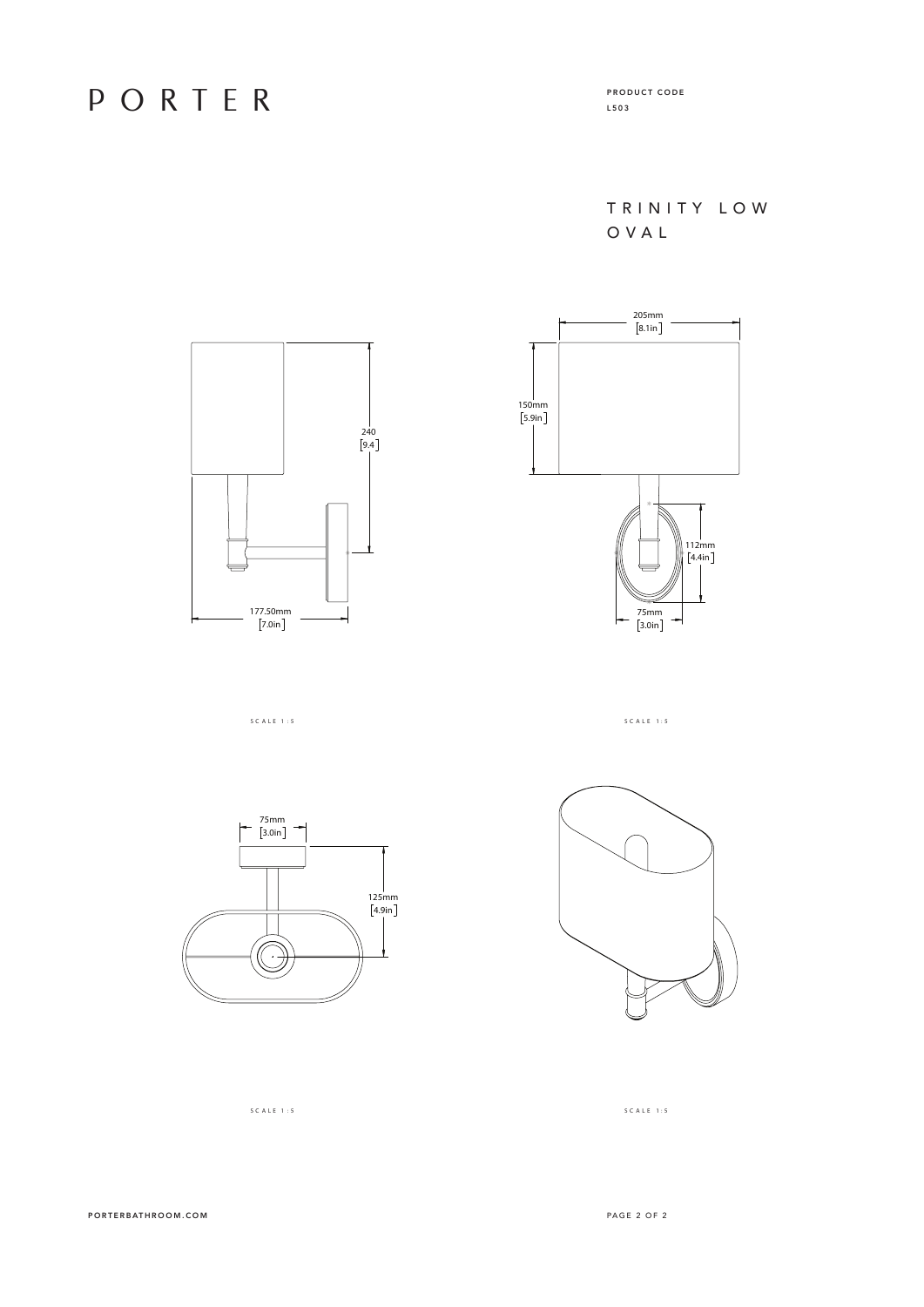PORTER

PRODUCT CODE
L503

# TRINITY LOW OVAL

240
[9.4]

177.50mm
[7.0in]

SCALE 1:5

205mm
[8.1in]

150mm
[5.9in]

112mm
[4.4in]

75mm
[3.0in]

SCALE 1:5

75mm
[3.0in]

125mm
[4.9in]

SCALE 1:5

SCALE 1:5

PORTERBATHROOM.COM